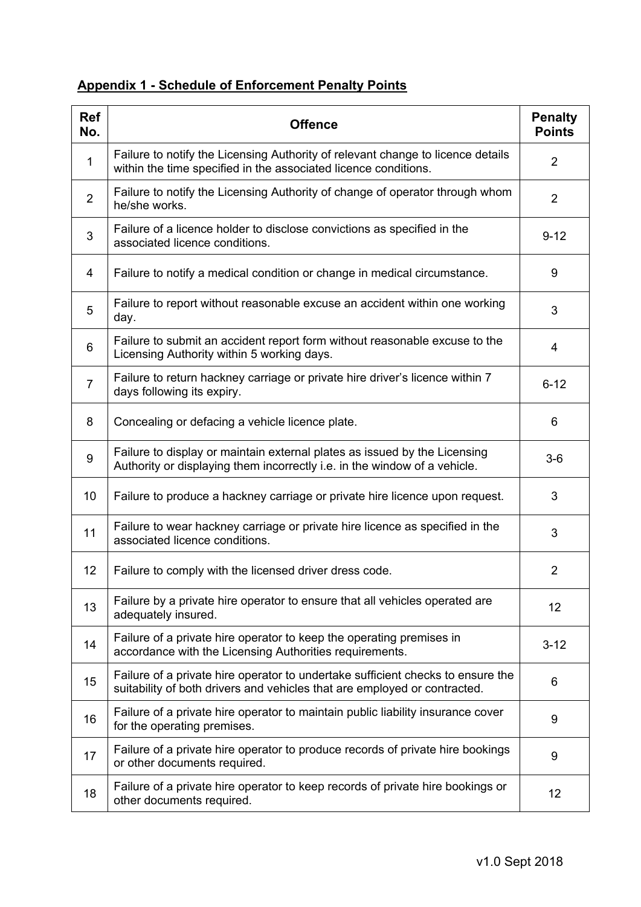## Appendix 1 - Schedule of Enforcement Penalty Points

| Ref No. | Offence | Penalty Points |
|---|---|---|
| 1 | Failure to notify the Licensing Authority of relevant change to licence details within the time specified in the associated licence conditions. | 2 |
| 2 | Failure to notify the Licensing Authority of change of operator through whom he/she works. | 2 |
| 3 | Failure of a licence holder to disclose convictions as specified in the associated licence conditions. | 9-12 |
| 4 | Failure to notify a medical condition or change in medical circumstance. | 9 |
| 5 | Failure to report without reasonable excuse an accident within one working day. | 3 |
| 6 | Failure to submit an accident report form without reasonable excuse to the Licensing Authority within 5 working days. | 4 |
| 7 | Failure to return hackney carriage or private hire driver's licence within 7 days following its expiry. | 6-12 |
| 8 | Concealing or defacing a vehicle licence plate. | 6 |
| 9 | Failure to display or maintain external plates as issued by the Licensing Authority or displaying them incorrectly i.e. in the window of a vehicle. | 3-6 |
| 10 | Failure to produce a hackney carriage or private hire licence upon request. | 3 |
| 11 | Failure to wear hackney carriage or private hire licence as specified in the associated licence conditions. | 3 |
| 12 | Failure to comply with the licensed driver dress code. | 2 |
| 13 | Failure by a private hire operator to ensure that all vehicles operated are adequately insured. | 12 |
| 14 | Failure of a private hire operator to keep the operating premises in accordance with the Licensing Authorities requirements. | 3-12 |
| 15 | Failure of a private hire operator to undertake sufficient checks to ensure the suitability of both drivers and vehicles that are employed or contracted. | 6 |
| 16 | Failure of a private hire operator to maintain public liability insurance cover for the operating premises. | 9 |
| 17 | Failure of a private hire operator to produce records of private hire bookings or other documents required. | 9 |
| 18 | Failure of a private hire operator to keep records of private hire bookings or other documents required. | 12 |

v1.0 Sept 2018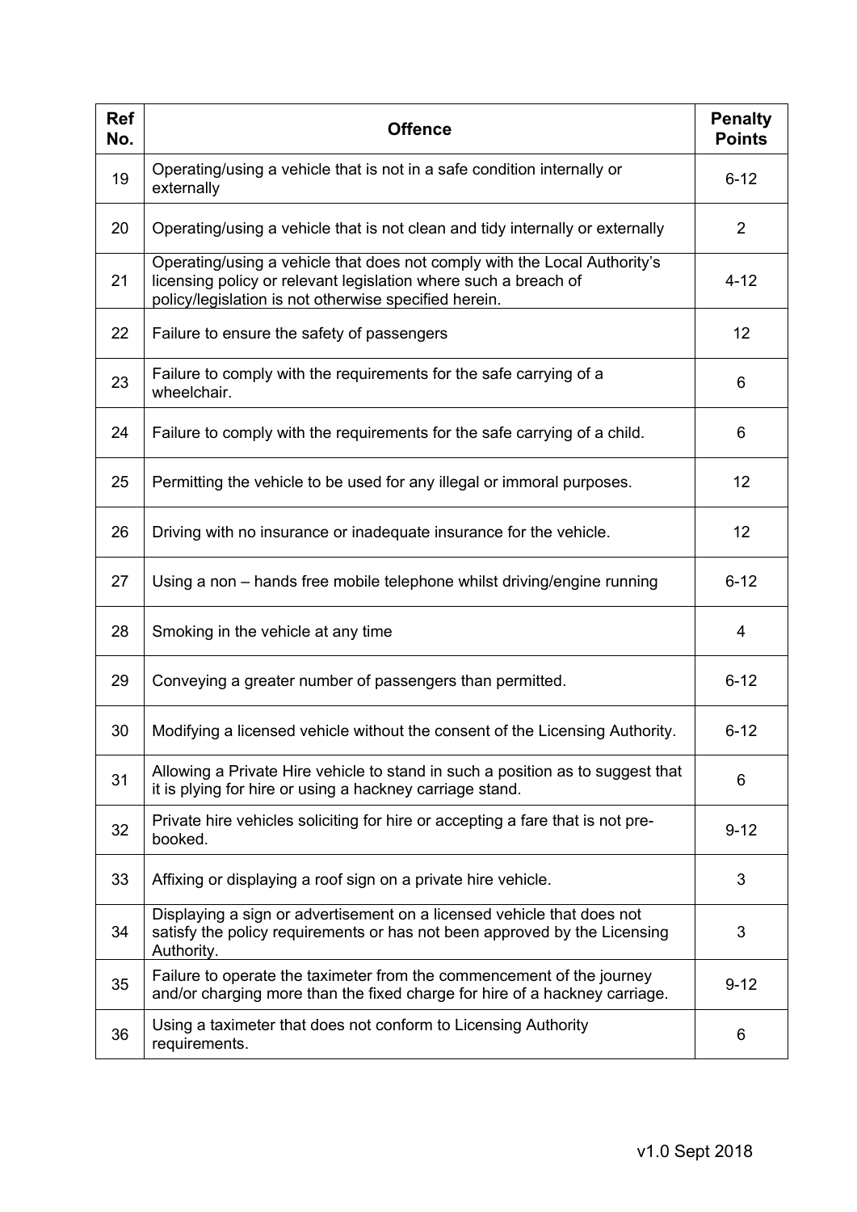| Ref No. | Offence | Penalty Points |
|---|---|---|
| 19 | Operating/using a vehicle that is not in a safe condition internally or externally | 6-12 |
| 20 | Operating/using a vehicle that is not clean and tidy internally or externally | 2 |
| 21 | Operating/using a vehicle that does not comply with the Local Authority's licensing policy or relevant legislation where such a breach of policy/legislation is not otherwise specified herein. | 4-12 |
| 22 | Failure to ensure the safety of passengers | 12 |
| 23 | Failure to comply with the requirements for the safe carrying of a wheelchair. | 6 |
| 24 | Failure to comply with the requirements for the safe carrying of a child. | 6 |
| 25 | Permitting the vehicle to be used for any illegal or immoral purposes. | 12 |
| 26 | Driving with no insurance or inadequate insurance for the vehicle. | 12 |
| 27 | Using a non – hands free mobile telephone whilst driving/engine running | 6-12 |
| 28 | Smoking in the vehicle at any time | 4 |
| 29 | Conveying a greater number of passengers than permitted. | 6-12 |
| 30 | Modifying a licensed vehicle without the consent of the Licensing Authority. | 6-12 |
| 31 | Allowing a Private Hire vehicle to stand in such a position as to suggest that it is plying for hire or using a hackney carriage stand. | 6 |
| 32 | Private hire vehicles soliciting for hire or accepting a fare that is not pre-booked. | 9-12 |
| 33 | Affixing or displaying a roof sign on a private hire vehicle. | 3 |
| 34 | Displaying a sign or advertisement on a licensed vehicle that does not satisfy the policy requirements or has not been approved by the Licensing Authority. | 3 |
| 35 | Failure to operate the taximeter from the commencement of the journey and/or charging more than the fixed charge for hire of a hackney carriage. | 9-12 |
| 36 | Using a taximeter that does not conform to Licensing Authority requirements. | 6 |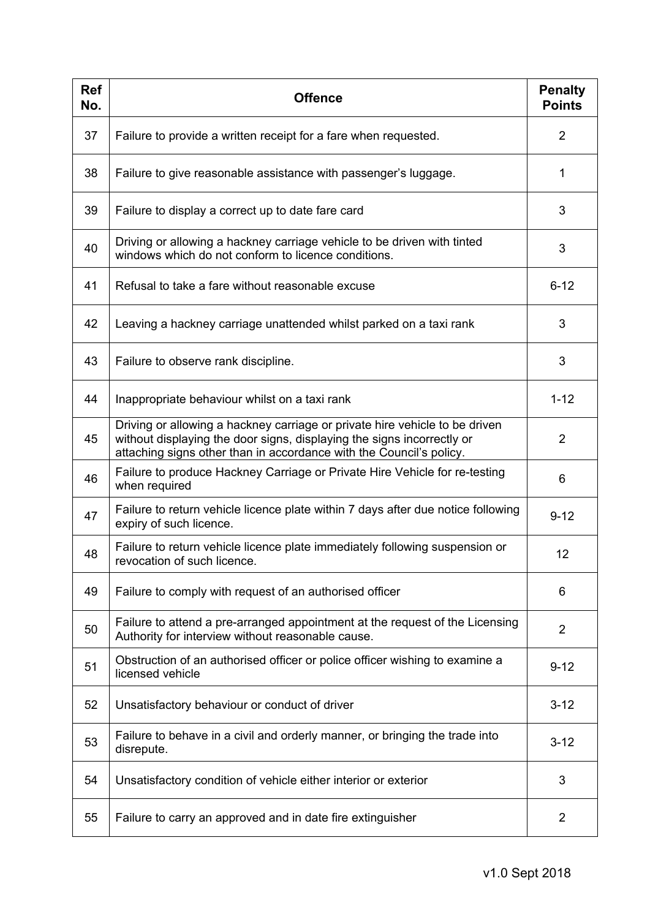| Ref No. | Offence | Penalty Points |
|---|---|---|
| 37 | Failure to provide a written receipt for a fare when requested. | 2 |
| 38 | Failure to give reasonable assistance with passenger's luggage. | 1 |
| 39 | Failure to display a correct up to date fare card | 3 |
| 40 | Driving or allowing a hackney carriage vehicle to be driven with tinted windows which do not conform to licence conditions. | 3 |
| 41 | Refusal to take a fare without reasonable excuse | 6-12 |
| 42 | Leaving a hackney carriage unattended whilst parked on a taxi rank | 3 |
| 43 | Failure to observe rank discipline. | 3 |
| 44 | Inappropriate behaviour whilst on a taxi rank | 1-12 |
| 45 | Driving or allowing a hackney carriage or private hire vehicle to be driven without displaying the door signs, displaying the signs incorrectly or attaching signs other than in accordance with the Council's policy. | 2 |
| 46 | Failure to produce Hackney Carriage or Private Hire Vehicle for re-testing when required | 6 |
| 47 | Failure to return vehicle licence plate within 7 days after due notice following expiry of such licence. | 9-12 |
| 48 | Failure to return vehicle licence plate immediately following suspension or revocation of such licence. | 12 |
| 49 | Failure to comply with request of an authorised officer | 6 |
| 50 | Failure to attend a pre-arranged appointment at the request of the Licensing Authority for interview without reasonable cause. | 2 |
| 51 | Obstruction of an authorised officer or police officer wishing to examine a licensed vehicle | 9-12 |
| 52 | Unsatisfactory behaviour or conduct of driver | 3-12 |
| 53 | Failure to behave in a civil and orderly manner, or bringing the trade into disrepute. | 3-12 |
| 54 | Unsatisfactory condition of vehicle either interior or exterior | 3 |
| 55 | Failure to carry an approved and in date fire extinguisher | 2 |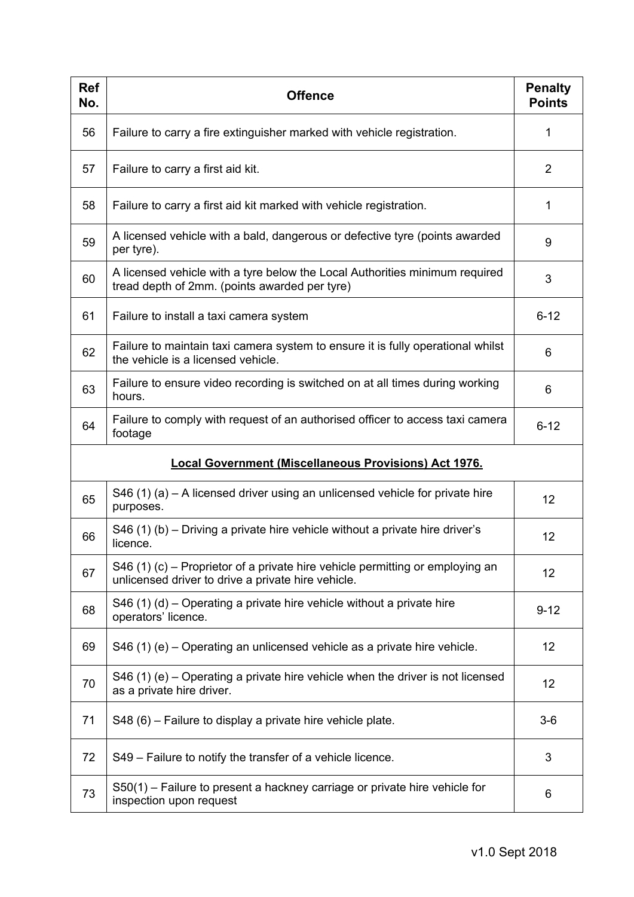| Ref No. | Offence | Penalty Points |
|---|---|---|
| 56 | Failure to carry a fire extinguisher marked with vehicle registration. | 1 |
| 57 | Failure to carry a first aid kit. | 2 |
| 58 | Failure to carry a first aid kit marked with vehicle registration. | 1 |
| 59 | A licensed vehicle with a bald, dangerous or defective tyre (points awarded per tyre). | 9 |
| 60 | A licensed vehicle with a tyre below the Local Authorities minimum required tread depth of 2mm. (points awarded per tyre) | 3 |
| 61 | Failure to install a taxi camera system | 6-12 |
| 62 | Failure to maintain taxi camera system to ensure it is fully operational whilst the vehicle is a licensed vehicle. | 6 |
| 63 | Failure to ensure video recording is switched on at all times during working hours. | 6 |
| 64 | Failure to comply with request of an authorised officer to access taxi camera footage | 6-12 |
| | **Local Government (Miscellaneous Provisions) Act 1976.** | |
| 65 | S46 (1) (a) – A licensed driver using an unlicensed vehicle for private hire purposes. | 12 |
| 66 | S46 (1) (b) – Driving a private hire vehicle without a private hire driver's licence. | 12 |
| 67 | S46 (1) (c) – Proprietor of a private hire vehicle permitting or employing an unlicensed driver to drive a private hire vehicle. | 12 |
| 68 | S46 (1) (d) – Operating a private hire vehicle without a private hire operators' licence. | 9-12 |
| 69 | S46 (1) (e) – Operating an unlicensed vehicle as a private hire vehicle. | 12 |
| 70 | S46 (1) (e) – Operating a private hire vehicle when the driver is not licensed as a private hire driver. | 12 |
| 71 | S48 (6) – Failure to display a private hire vehicle plate. | 3-6 |
| 72 | S49 – Failure to notify the transfer of a vehicle licence. | 3 |
| 73 | S50(1) – Failure to present a hackney carriage or private hire vehicle for inspection upon request | 6 |

v1.0 Sept 2018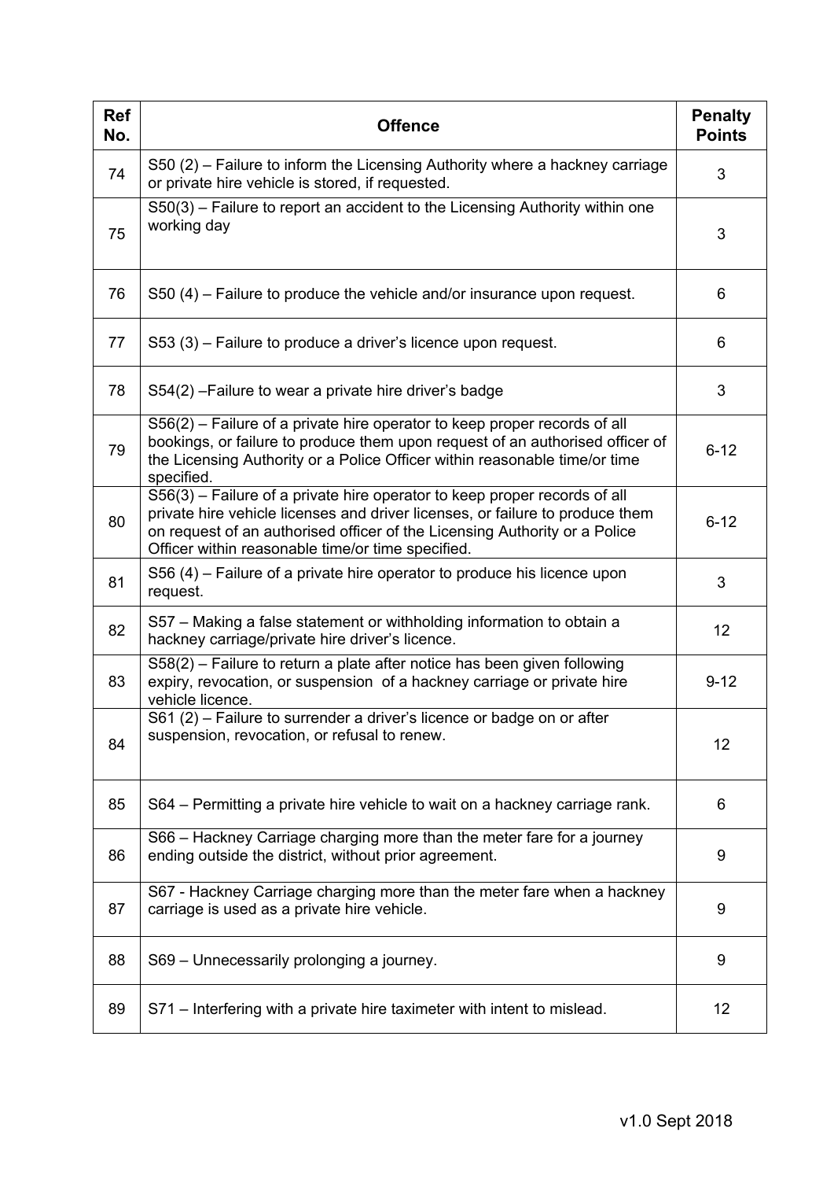| Ref No. | Offence | Penalty Points |
| --- | --- | --- |
| 74 | S50 (2) – Failure to inform the Licensing Authority where a hackney carriage or private hire vehicle is stored, if requested. | 3 |
| 75 | S50(3) – Failure to report an accident to the Licensing Authority within one working day | 3 |
| 76 | S50 (4) – Failure to produce the vehicle and/or insurance upon request. | 6 |
| 77 | S53 (3) – Failure to produce a driver's licence upon request. | 6 |
| 78 | S54(2) –Failure to wear a private hire driver's badge | 3 |
| 79 | S56(2) – Failure of a private hire operator to keep proper records of all bookings, or failure to produce them upon request of an authorised officer of the Licensing Authority or a Police Officer within reasonable time/or time specified. | 6-12 |
| 80 | S56(3) – Failure of a private hire operator to keep proper records of all private hire vehicle licenses and driver licenses, or failure to produce them on request of an authorised officer of the Licensing Authority or a Police Officer within reasonable time/or time specified. | 6-12 |
| 81 | S56 (4) – Failure of a private hire operator to produce his licence upon request. | 3 |
| 82 | S57 – Making a false statement or withholding information to obtain a hackney carriage/private hire driver's licence. | 12 |
| 83 | S58(2) – Failure to return a plate after notice has been given following expiry, revocation, or suspension of a hackney carriage or private hire vehicle licence. | 9-12 |
| 84 | S61 (2) – Failure to surrender a driver's licence or badge on or after suspension, revocation, or refusal to renew. | 12 |
| 85 | S64 – Permitting a private hire vehicle to wait on a hackney carriage rank. | 6 |
| 86 | S66 – Hackney Carriage charging more than the meter fare for a journey ending outside the district, without prior agreement. | 9 |
| 87 | S67 - Hackney Carriage charging more than the meter fare when a hackney carriage is used as a private hire vehicle. | 9 |
| 88 | S69 – Unnecessarily prolonging a journey. | 9 |
| 89 | S71 – Interfering with a private hire taximeter with intent to mislead. | 12 |

v1.0 Sept 2018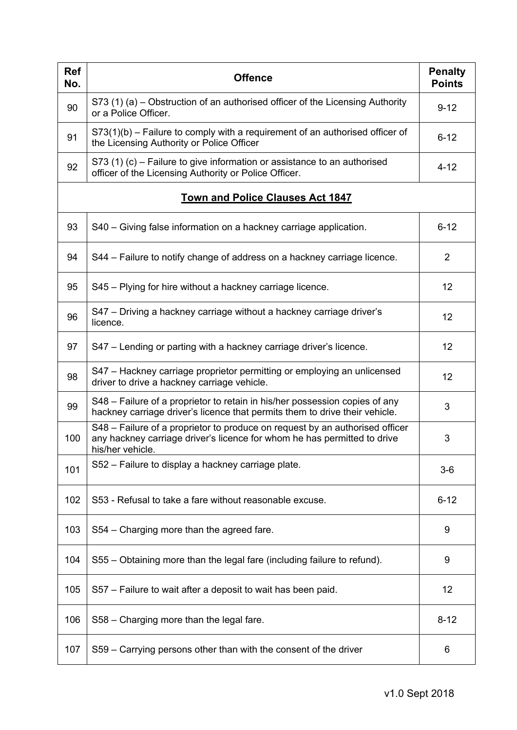| Ref No. | Offence | Penalty Points |
|---|---|---|
| 90 | S73 (1) (a) – Obstruction of an authorised officer of the Licensing Authority or a Police Officer. | 9-12 |
| 91 | S73(1)(b) – Failure to comply with a requirement of an authorised officer of the Licensing Authority or Police Officer | 6-12 |
| 92 | S73 (1) (c) – Failure to give information or assistance to an authorised officer of the Licensing Authority or Police Officer. | 4-12 |
| | **Town and Police Clauses Act 1847** | |
| 93 | S40 – Giving false information on a hackney carriage application. | 6-12 |
| 94 | S44 – Failure to notify change of address on a hackney carriage licence. | 2 |
| 95 | S45 – Plying for hire without a hackney carriage licence. | 12 |
| 96 | S47 – Driving a hackney carriage without a hackney carriage driver's licence. | 12 |
| 97 | S47 – Lending or parting with a hackney carriage driver's licence. | 12 |
| 98 | S47 – Hackney carriage proprietor permitting or employing an unlicensed driver to drive a hackney carriage vehicle. | 12 |
| 99 | S48 – Failure of a proprietor to retain in his/her possession copies of any hackney carriage driver's licence that permits them to drive their vehicle. | 3 |
| 100 | S48 – Failure of a proprietor to produce on request by an authorised officer any hackney carriage driver's licence for whom he has permitted to drive his/her vehicle. | 3 |
| 101 | S52 – Failure to display a hackney carriage plate. | 3-6 |
| 102 | S53 - Refusal to take a fare without reasonable excuse. | 6-12 |
| 103 | S54 – Charging more than the agreed fare. | 9 |
| 104 | S55 – Obtaining more than the legal fare (including failure to refund). | 9 |
| 105 | S57 – Failure to wait after a deposit to wait has been paid. | 12 |
| 106 | S58 – Charging more than the legal fare. | 8-12 |
| 107 | S59 – Carrying persons other than with the consent of the driver | 6 |

v1.0 Sept 2018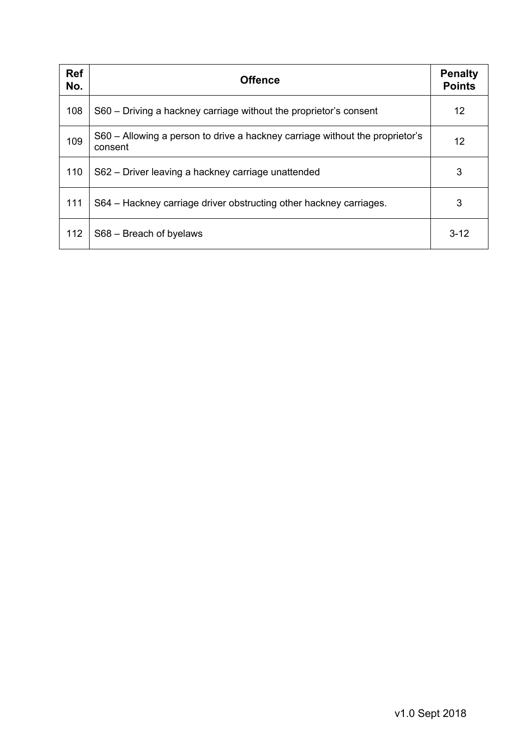| Ref No. | Offence | Penalty Points |
| --- | --- | --- |
| 108 | S60 – Driving a hackney carriage without the proprietor's consent | 12 |
| 109 | S60 – Allowing a person to drive a hackney carriage without the proprietor's consent | 12 |
| 110 | S62 – Driver leaving a hackney carriage unattended | 3 |
| 111 | S64 – Hackney carriage driver obstructing other hackney carriages. | 3 |
| 112 | S68 – Breach of byelaws | 3-12 |

v1.0 Sept 2018